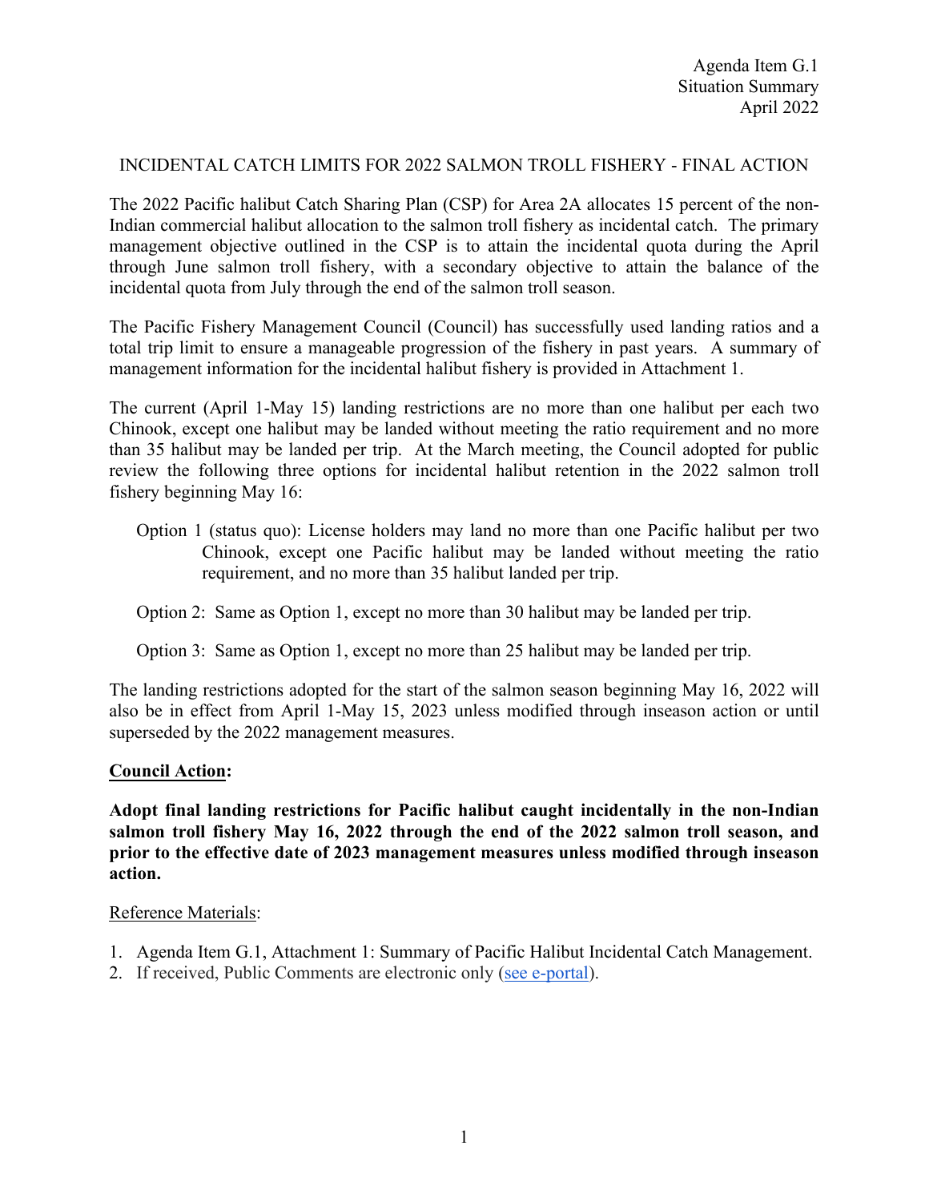Agenda Item G.1
Situation Summary
April 2022

# INCIDENTAL CATCH LIMITS FOR 2022 SALMON TROLL FISHERY - FINAL ACTION

The 2022 Pacific halibut Catch Sharing Plan (CSP) for Area 2A allocates 15 percent of the non-Indian commercial halibut allocation to the salmon troll fishery as incidental catch. The primary management objective outlined in the CSP is to attain the incidental quota during the April through June salmon troll fishery, with a secondary objective to attain the balance of the incidental quota from July through the end of the salmon troll season.

The Pacific Fishery Management Council (Council) has successfully used landing ratios and a total trip limit to ensure a manageable progression of the fishery in past years. A summary of management information for the incidental halibut fishery is provided in Attachment 1.

The current (April 1-May 15) landing restrictions are no more than one halibut per each two Chinook, except one halibut may be landed without meeting the ratio requirement and no more than 35 halibut may be landed per trip. At the March meeting, the Council adopted for public review the following three options for incidental halibut retention in the 2022 salmon troll fishery beginning May 16:

Option 1 (status quo): License holders may land no more than one Pacific halibut per two Chinook, except one Pacific halibut may be landed without meeting the ratio requirement, and no more than 35 halibut landed per trip.

Option 2: Same as Option 1, except no more than 30 halibut may be landed per trip.

Option 3: Same as Option 1, except no more than 25 halibut may be landed per trip.

The landing restrictions adopted for the start of the salmon season beginning May 16, 2022 will also be in effect from April 1-May 15, 2023 unless modified through inseason action or until superseded by the 2022 management measures.

## Council Action:

**Adopt final landing restrictions for Pacific halibut caught incidentally in the non-Indian salmon troll fishery May 16, 2022 through the end of the 2022 salmon troll season, and prior to the effective date of 2023 management measures unless modified through inseason action.**

Reference Materials:

1. Agenda Item G.1, Attachment 1: Summary of Pacific Halibut Incidental Catch Management.
2. If received, Public Comments are electronic only (see e-portal).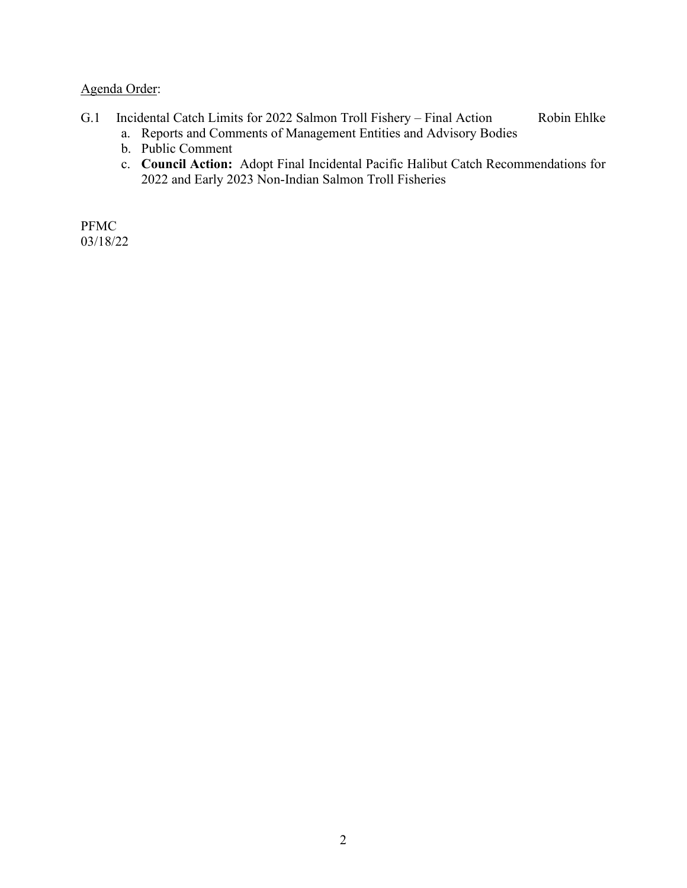<u>Agenda Order</u>:

G.1 Incidental Catch Limits for 2022 Salmon Troll Fishery – Final Action Robin Ehlke

a. Reports and Comments of Management Entities and Advisory Bodies
b. Public Comment
c. **Council Action:** Adopt Final Incidental Pacific Halibut Catch Recommendations for 2022 and Early 2023 Non-Indian Salmon Troll Fisheries

PFMC
03/18/22